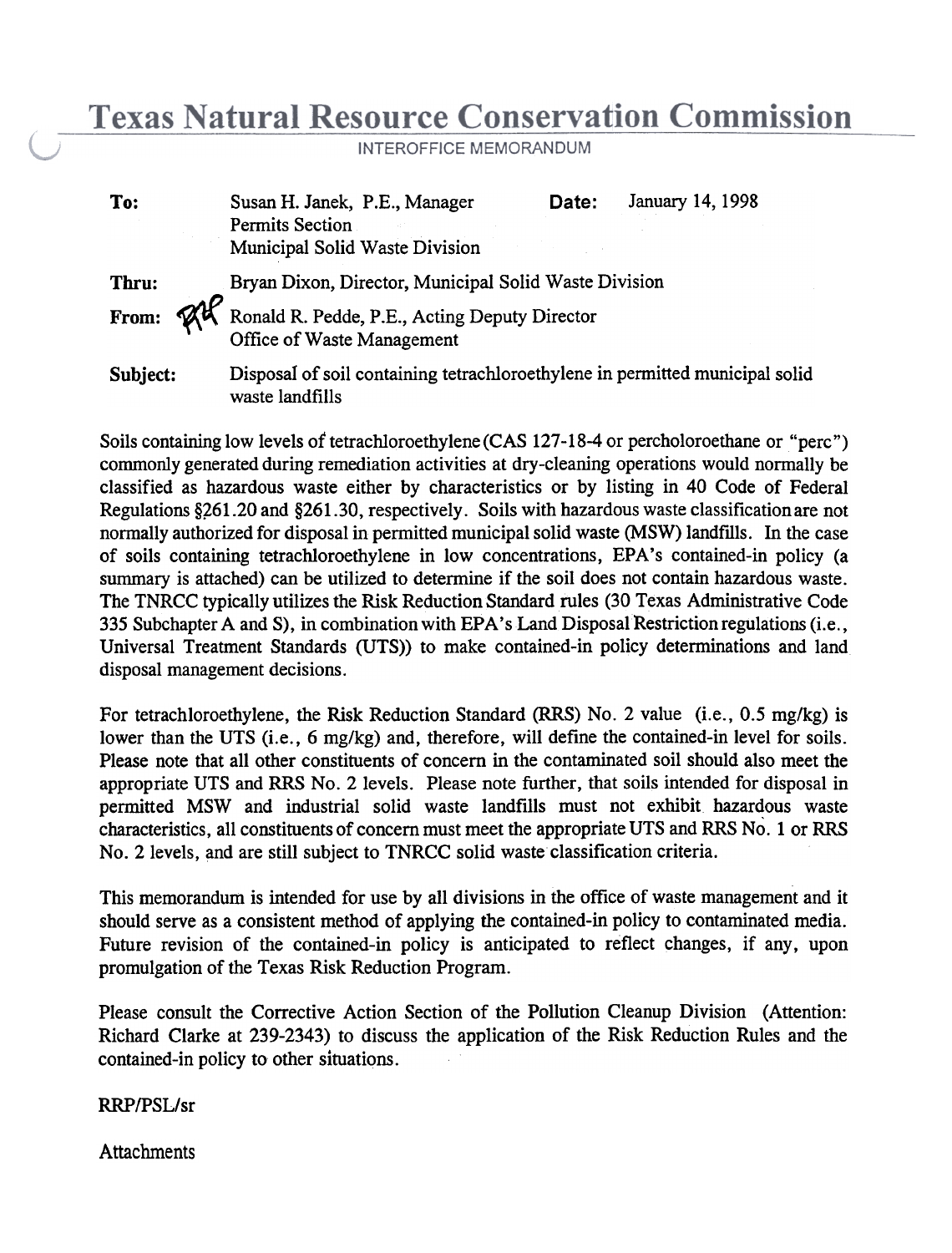# Texas Natural Resource Conservation Commission

INTEROFFICE MEMORANDUM

| | | | |
|---|---|---|---|
| **To:** | Susan H. Janek, P.E., Manager<br>Permits Section<br>Municipal Solid Waste Division | **Date:** | January 14, 1998 |
| **Thru:** | Bryan Dixon, Director, Municipal Solid Waste Division | | |
| **From:** | RRP Ronald R. Pedde, P.E., Acting Deputy Director<br>Office of Waste Management | | |
| **Subject:** | Disposal of soil containing tetrachloroethylene in permitted municipal solid waste landfills | | |

Soils containing low levels of tetrachloroethylene (CAS 127-18-4 or percholoroethane or "perc") commonly generated during remediation activities at dry-cleaning operations would normally be classified as hazardous waste either by characteristics or by listing in 40 Code of Federal Regulations §261.20 and §261.30, respectively. Soils with hazardous waste classification are not normally authorized for disposal in permitted municipal solid waste (MSW) landfills. In the case of soils containing tetrachloroethylene in low concentrations, EPA's contained-in policy (a summary is attached) can be utilized to determine if the soil does not contain hazardous waste. The TNRCC typically utilizes the Risk Reduction Standard rules (30 Texas Administrative Code 335 Subchapter A and S), in combination with EPA's Land Disposal Restriction regulations (i.e., Universal Treatment Standards (UTS)) to make contained-in policy determinations and land disposal management decisions.

For tetrachloroethylene, the Risk Reduction Standard (RRS) No. 2 value (i.e., 0.5 mg/kg) is lower than the UTS (i.e., 6 mg/kg) and, therefore, will define the contained-in level for soils. Please note that all other constituents of concern in the contaminated soil should also meet the appropriate UTS and RRS No. 2 levels. Please note further, that soils intended for disposal in permitted MSW and industrial solid waste landfills must not exhibit hazardous waste characteristics, all constituents of concern must meet the appropriate UTS and RRS No. 1 or RRS No. 2 levels, and are still subject to TNRCC solid waste classification criteria.

This memorandum is intended for use by all divisions in the office of waste management and it should serve as a consistent method of applying the contained-in policy to contaminated media. Future revision of the contained-in policy is anticipated to reflect changes, if any, upon promulgation of the Texas Risk Reduction Program.

Please consult the Corrective Action Section of the Pollution Cleanup Division (Attention: Richard Clarke at 239-2343) to discuss the application of the Risk Reduction Rules and the contained-in policy to other situations.

RRP/PSL/sr

Attachments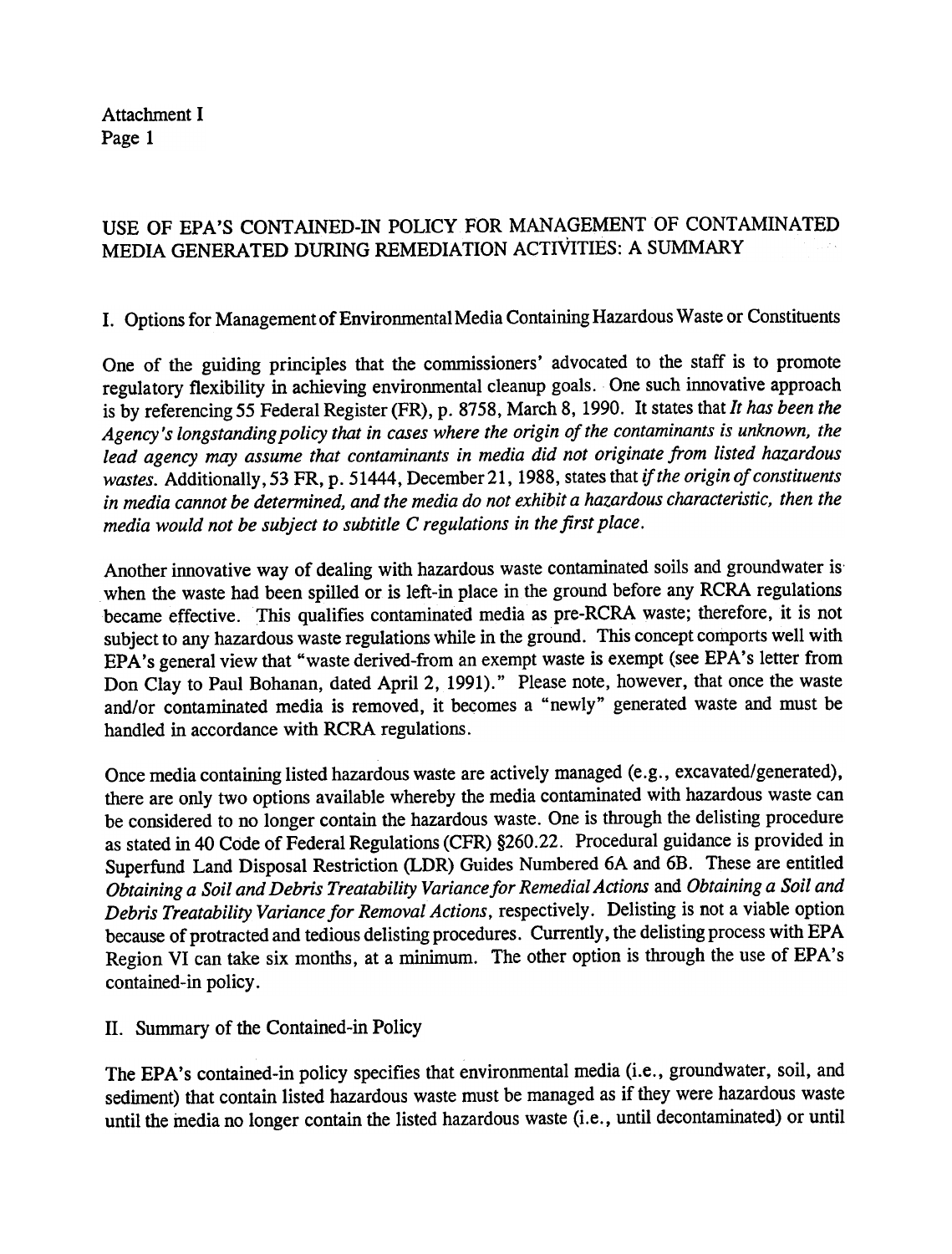Attachment I

# USE OF EPA'S CONTAINED-IN POLICY FOR MANAGEMENT OF CONTAMINATED MEDIA GENERATED DURING REMEDIATION ACTIVITIES: A SUMMARY

## I. Options for Management of Environmental Media Containing Hazardous Waste or Constituents

One of the guiding principles that the commissioners' advocated to the staff is to promote regulatory flexibility in achieving environmental cleanup goals. One such innovative approach is by referencing 55 Federal Register (FR), p. 8758, March 8, 1990. It states that *It has been the Agency's longstanding policy that in cases where the origin of the contaminants is unknown, the lead agency may assume that contaminants in media did not originate from listed hazardous wastes.* Additionally, 53 FR, p. 51444, December 21, 1988, states that *if the origin of constituents in media cannot be determined, and the media do not exhibit a hazardous characteristic, then the media would not be subject to subtitle C regulations in the first place.*

Another innovative way of dealing with hazardous waste contaminated soils and groundwater is when the waste had been spilled or is left-in place in the ground before any RCRA regulations became effective. This qualifies contaminated media as pre-RCRA waste; therefore, it is not subject to any hazardous waste regulations while in the ground. This concept comports well with EPA's general view that "waste derived-from an exempt waste is exempt (see EPA's letter from Don Clay to Paul Bohanan, dated April 2, 1991)." Please note, however, that once the waste and/or contaminated media is removed, it becomes a "newly" generated waste and must be handled in accordance with RCRA regulations.

Once media containing listed hazardous waste are actively managed (e.g., excavated/generated), there are only two options available whereby the media contaminated with hazardous waste can be considered to no longer contain the hazardous waste. One is through the delisting procedure as stated in 40 Code of Federal Regulations (CFR) §260.22. Procedural guidance is provided in Superfund Land Disposal Restriction (LDR) Guides Numbered 6A and 6B. These are entitled *Obtaining a Soil and Debris Treatability Variance for Remedial Actions* and *Obtaining a Soil and Debris Treatability Variance for Removal Actions*, respectively. Delisting is not a viable option because of protracted and tedious delisting procedures. Currently, the delisting process with EPA Region VI can take six months, at a minimum. The other option is through the use of EPA's contained-in policy.

## II. Summary of the Contained-in Policy

The EPA's contained-in policy specifies that environmental media (i.e., groundwater, soil, and sediment) that contain listed hazardous waste must be managed as if they were hazardous waste until the media no longer contain the listed hazardous waste (i.e., until decontaminated) or until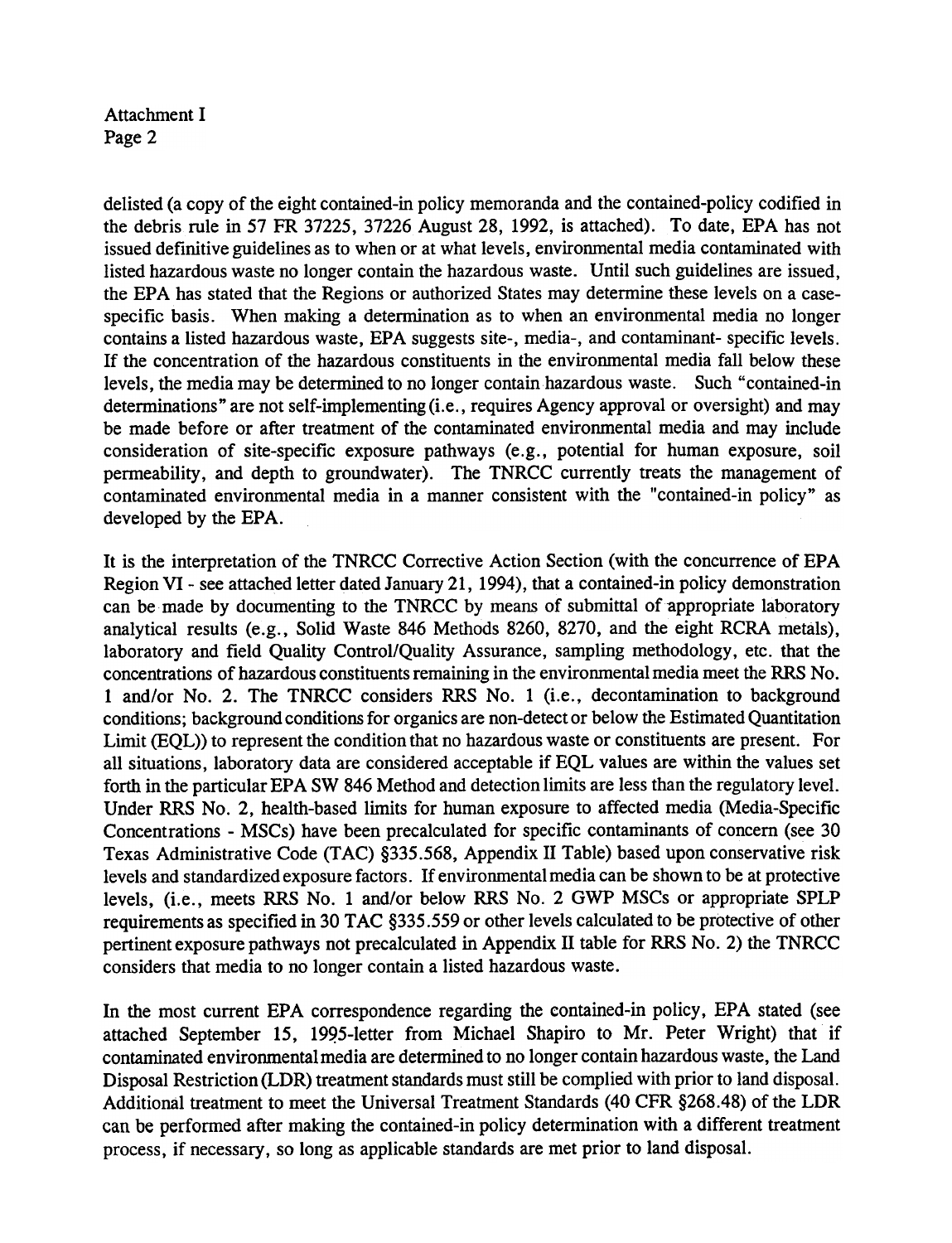delisted (a copy of the eight contained-in policy memoranda and the contained-policy codified in the debris rule in 57 FR 37225, 37226 August 28, 1992, is attached). To date, EPA has not issued definitive guidelines as to when or at what levels, environmental media contaminated with listed hazardous waste no longer contain the hazardous waste. Until such guidelines are issued, the EPA has stated that the Regions or authorized States may determine these levels on a case-specific basis. When making a determination as to when an environmental media no longer contains a listed hazardous waste, EPA suggests site-, media-, and contaminant- specific levels. If the concentration of the hazardous constituents in the environmental media fall below these levels, the media may be determined to no longer contain hazardous waste. Such "contained-in determinations" are not self-implementing (i.e., requires Agency approval or oversight) and may be made before or after treatment of the contaminated environmental media and may include consideration of site-specific exposure pathways (e.g., potential for human exposure, soil permeability, and depth to groundwater). The TNRCC currently treats the management of contaminated environmental media in a manner consistent with the "contained-in policy" as developed by the EPA.

It is the interpretation of the TNRCC Corrective Action Section (with the concurrence of EPA Region VI - see attached letter dated January 21, 1994), that a contained-in policy demonstration can be made by documenting to the TNRCC by means of submittal of appropriate laboratory analytical results (e.g., Solid Waste 846 Methods 8260, 8270, and the eight RCRA metals), laboratory and field Quality Control/Quality Assurance, sampling methodology, etc. that the concentrations of hazardous constituents remaining in the environmental media meet the RRS No. 1 and/or No. 2. The TNRCC considers RRS No. 1 (i.e., decontamination to background conditions; background conditions for organics are non-detect or below the Estimated Quantitation Limit (EQL)) to represent the condition that no hazardous waste or constituents are present. For all situations, laboratory data are considered acceptable if EQL values are within the values set forth in the particular EPA SW 846 Method and detection limits are less than the regulatory level. Under RRS No. 2, health-based limits for human exposure to affected media (Media-Specific Concentrations - MSCs) have been precalculated for specific contaminants of concern (see 30 Texas Administrative Code (TAC) §335.568, Appendix II Table) based upon conservative risk levels and standardized exposure factors. If environmental media can be shown to be at protective levels, (i.e., meets RRS No. 1 and/or below RRS No. 2 GWP MSCs or appropriate SPLP requirements as specified in 30 TAC §335.559 or other levels calculated to be protective of other pertinent exposure pathways not precalculated in Appendix II table for RRS No. 2) the TNRCC considers that media to no longer contain a listed hazardous waste.

In the most current EPA correspondence regarding the contained-in policy, EPA stated (see attached September 15, 1995-letter from Michael Shapiro to Mr. Peter Wright) that if contaminated environmental media are determined to no longer contain hazardous waste, the Land Disposal Restriction (LDR) treatment standards must still be complied with prior to land disposal. Additional treatment to meet the Universal Treatment Standards (40 CFR §268.48) of the LDR can be performed after making the contained-in policy determination with a different treatment process, if necessary, so long as applicable standards are met prior to land disposal.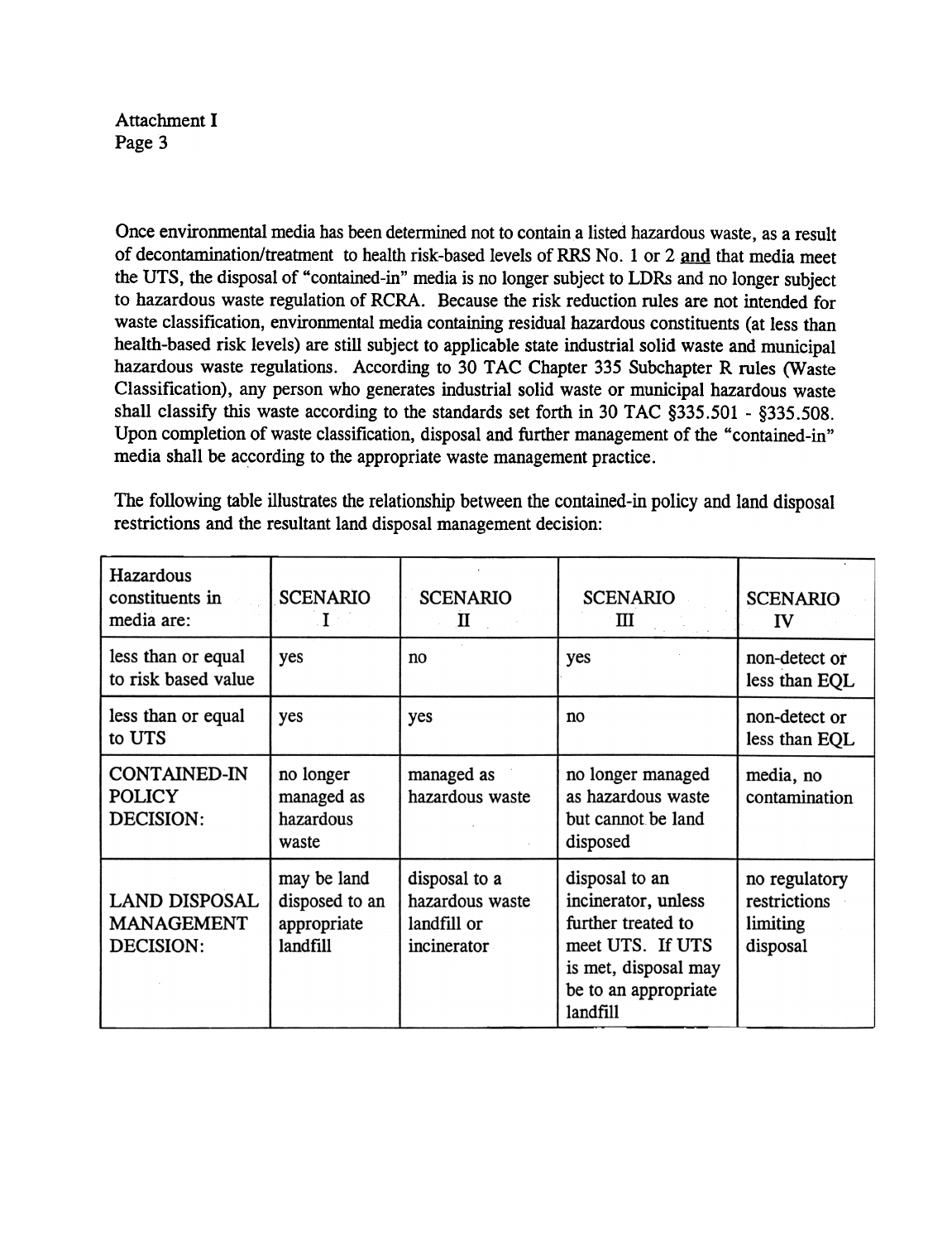Attachment I
Page 3

Once environmental media has been determined not to contain a listed hazardous waste, as a result of decontamination/treatment to health risk-based levels of RRS No. 1 or 2 <u>and</u> that media meet the UTS, the disposal of "contained-in" media is no longer subject to LDRs and no longer subject to hazardous waste regulation of RCRA. Because the risk reduction rules are not intended for waste classification, environmental media containing residual hazardous constituents (at less than health-based risk levels) are still subject to applicable state industrial solid waste and municipal hazardous waste regulations. According to 30 TAC Chapter 335 Subchapter R rules (Waste Classification), any person who generates industrial solid waste or municipal hazardous waste shall classify this waste according to the standards set forth in 30 TAC §335.501 - §335.508. Upon completion of waste classification, disposal and further management of the "contained-in" media shall be according to the appropriate waste management practice.

The following table illustrates the relationship between the contained-in policy and land disposal restrictions and the resultant land disposal management decision:

| Hazardous constituents in media are: | SCENARIO I | SCENARIO II | SCENARIO III | SCENARIO IV |
|---|---|---|---|---|
| less than or equal to risk based value | yes | no | yes | non-detect or less than EQL |
| less than or equal to UTS | yes | yes | no | non-detect or less than EQL |
| CONTAINED-IN POLICY DECISION: | no longer managed as hazardous waste | managed as hazardous waste | no longer managed as hazardous waste but cannot be land disposed | media, no contamination |
| LAND DISPOSAL MANAGEMENT DECISION: | may be land disposed to an appropriate landfill | disposal to a hazardous waste landfill or incinerator | disposal to an incinerator, unless further treated to meet UTS. If UTS is met, disposal may be to an appropriate landfill | no regulatory restrictions limiting disposal |